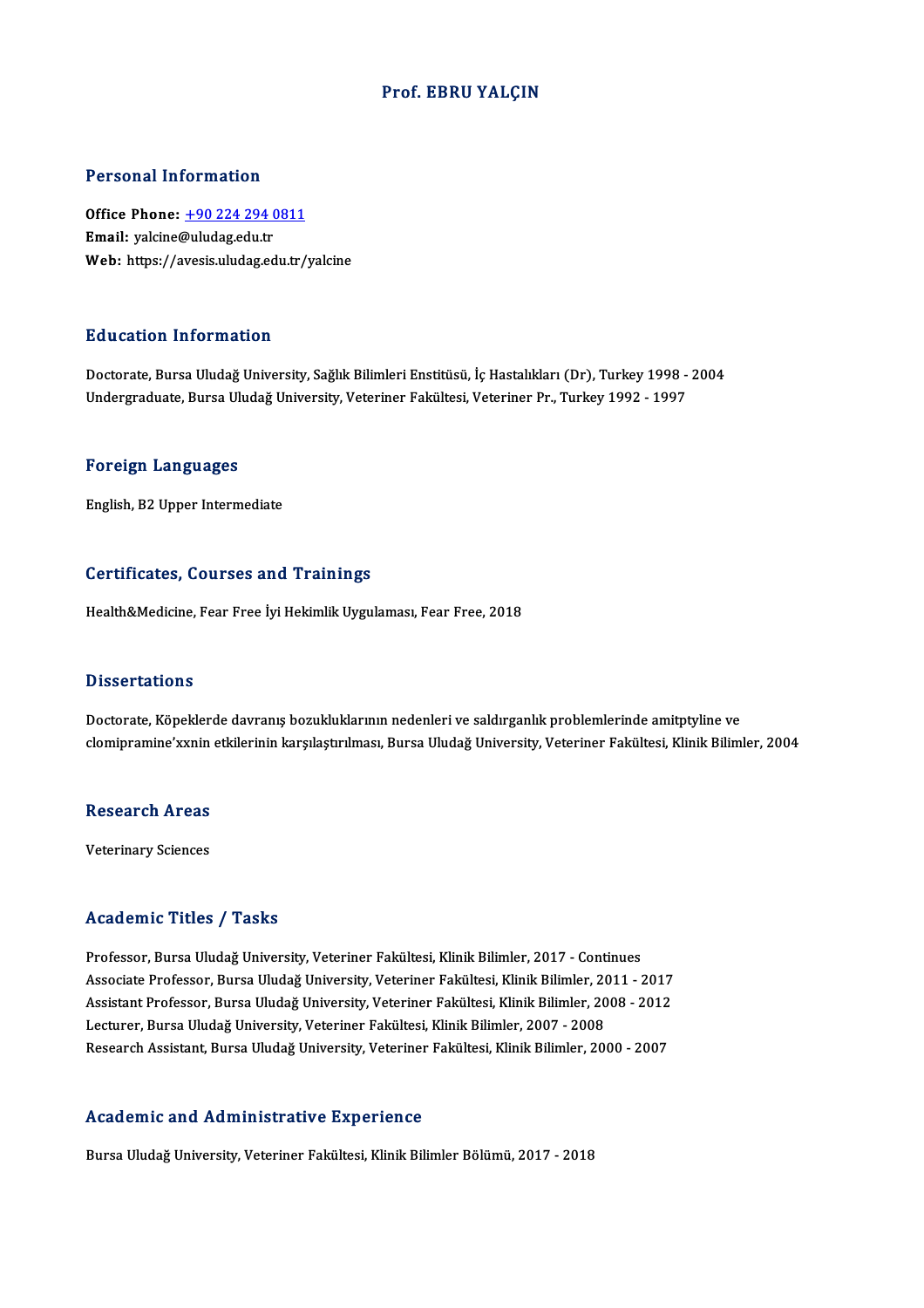# Prof. EBRU YALÇIN

## Personal Information

**Office Phone:** +90 224 294 0811
**Email:** yalcine@uludag.edu.tr
**Web:** https://avesis.uludag.edu.tr/yalcine

## Education Information

Doctorate, Bursa Uludağ University, Sağlık Bilimleri Enstitüsü, İç Hastalıkları (Dr), Turkey 1998 - 2004
Undergraduate, Bursa Uludağ University, Veteriner Fakültesi, Veteriner Pr., Turkey 1992 - 1997

## Foreign Languages

English, B2 Upper Intermediate

## Certificates, Courses and Trainings

Health&Medicine, Fear Free İyi Hekimlik Uygulaması, Fear Free, 2018

## Dissertations

Doctorate, Köpeklerde davranış bozukluklarının nedenleri ve saldırganlık problemlerinde amitptyline ve clomipramine'xxnin etkilerinin karşılaştırılması, Bursa Uludağ University, Veteriner Fakültesi, Klinik Bilimler, 2004

## Research Areas

Veterinary Sciences

## Academic Titles / Tasks

Professor, Bursa Uludağ University, Veteriner Fakültesi, Klinik Bilimler, 2017 - Continues
Associate Professor, Bursa Uludağ University, Veteriner Fakültesi, Klinik Bilimler, 2011 - 2017
Assistant Professor, Bursa Uludağ University, Veteriner Fakültesi, Klinik Bilimler, 2008 - 2012
Lecturer, Bursa Uludağ University, Veteriner Fakültesi, Klinik Bilimler, 2007 - 2008
Research Assistant, Bursa Uludağ University, Veteriner Fakültesi, Klinik Bilimler, 2000 - 2007

## Academic and Administrative Experience

Bursa Uludağ University, Veteriner Fakültesi, Klinik Bilimler Bölümü, 2017 - 2018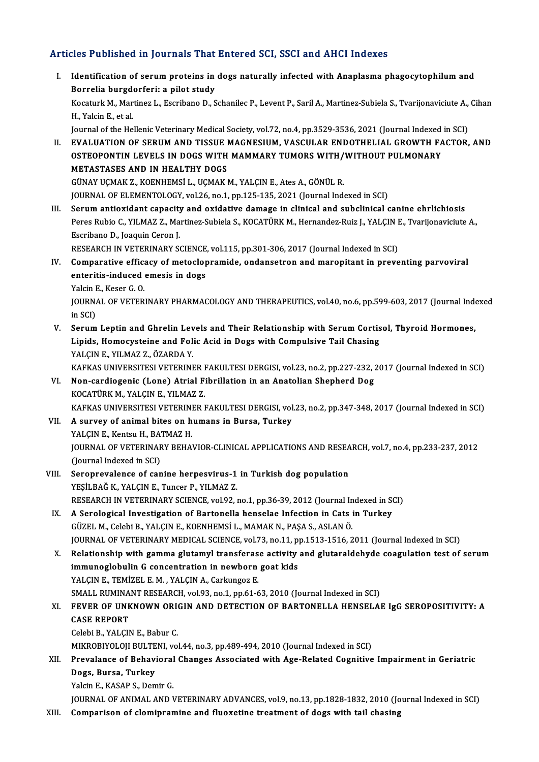## Articles Published in Journals That Entered SCI, SSCI and AHCI Indexes

I. **Identification of serum proteins in dogs naturally infected with Anaplasma phagocytophilum and Borrelia burgdorferi: a pilot study**
   Kocaturk M., Martinez L., Escribano D., Schanilec P., Levent P., Saril A., Martinez-Subiela S., Tvarijonaviciute A., Cihan H., Yalcin E., et al.
   Journal of the Hellenic Veterinary Medical Society, vol.72, no.4, pp.3529-3536, 2021 (Journal Indexed in SCI)

II. **EVALUATION OF SERUM AND TISSUE MAGNESIUM, VASCULAR ENDOTHELIAL GROWTH FACTOR, AND OSTEOPONTIN LEVELS IN DOGS WITH MAMMARY TUMORS WITH/WITHOUT PULMONARY METASTASES AND IN HEALTHY DOGS**
   GÜNAY UÇMAK Z., KOENHEMSİ L., UÇMAK M., YALÇIN E., Ates A., GÖNÜL R.
   JOURNAL OF ELEMENTOLOGY, vol.26, no.1, pp.125-135, 2021 (Journal Indexed in SCI)

III. **Serum antioxidant capacity and oxidative damage in clinical and subclinical canine ehrlichiosis**
   Peres Rubio C., YILMAZ Z., Martinez-Subiela S., KOCATÜRK M., Hernandez-Ruiz J., YALÇIN E., Tvarijonaviciute A., Escribano D., Joaquin Ceron J.
   RESEARCH IN VETERINARY SCIENCE, vol.115, pp.301-306, 2017 (Journal Indexed in SCI)

IV. **Comparative efficacy of metoclopramide, ondansetron and maropitant in preventing parvoviral enteritis-induced emesis in dogs**
   Yalcin E., Keser G. O.
   JOURNAL OF VETERINARY PHARMACOLOGY AND THERAPEUTICS, vol.40, no.6, pp.599-603, 2017 (Journal Indexed in SCI)

V. **Serum Leptin and Ghrelin Levels and Their Relationship with Serum Cortisol, Thyroid Hormones, Lipids, Homocysteine and Folic Acid in Dogs with Compulsive Tail Chasing**
   YALÇIN E., YILMAZ Z., ÖZARDA Y.
   KAFKAS UNIVERSITESI VETERINER FAKULTESI DERGISI, vol.23, no.2, pp.227-232, 2017 (Journal Indexed in SCI)

VI. **Non-cardiogenic (Lone) Atrial Fibrillation in an Anatolian Shepherd Dog**
   KOCATÜRK M., YALÇIN E., YILMAZ Z.
   KAFKAS UNIVERSITESI VETERINER FAKULTESI DERGISI, vol.23, no.2, pp.347-348, 2017 (Journal Indexed in SCI)

VII. **A survey of animal bites on humans in Bursa, Turkey**
   YALÇIN E., Kentsu H., BATMAZ H.
   JOURNAL OF VETERINARY BEHAVIOR-CLINICAL APPLICATIONS AND RESEARCH, vol.7, no.4, pp.233-237, 2012 (Journal Indexed in SCI)

VIII. **Seroprevalence of canine herpesvirus-1 in Turkish dog population**
   YEŞİLBAĞ K., YALÇIN E., Tuncer P., YILMAZ Z.
   RESEARCH IN VETERINARY SCIENCE, vol.92, no.1, pp.36-39, 2012 (Journal Indexed in SCI)

IX. **A Serological Investigation of Bartonella henselae Infection in Cats in Turkey**
   GÜZEL M., Celebi B., YALÇIN E., KOENHEMSİ L., MAMAK N., PAŞA S., ASLAN Ö.
   JOURNAL OF VETERINARY MEDICAL SCIENCE, vol.73, no.11, pp.1513-1516, 2011 (Journal Indexed in SCI)

X. **Relationship with gamma glutamyl transferase activity and glutaraldehyde coagulation test of serum immunoglobulin G concentration in newborn goat kids**
   YALÇIN E., TEMİZEL E. M. , YALÇIN A., Carkungoz E.
   SMALL RUMINANT RESEARCH, vol.93, no.1, pp.61-63, 2010 (Journal Indexed in SCI)

XI. **FEVER OF UNKNOWN ORIGIN AND DETECTION OF BARTONELLA HENSELAE IgG SEROPOSITIVITY: A CASE REPORT**
   Celebi B., YALÇIN E., Babur C.
   MIKROBIYOLOJI BULTENI, vol.44, no.3, pp.489-494, 2010 (Journal Indexed in SCI)

XII. **Prevalance of Behavioral Changes Associated with Age-Related Cognitive Impairment in Geriatric Dogs, Bursa, Turkey**
   Yalcin E., KASAP S., Demir G.
   JOURNAL OF ANIMAL AND VETERINARY ADVANCES, vol.9, no.13, pp.1828-1832, 2010 (Journal Indexed in SCI)

XIII. **Comparison of clomipramine and fluoxetine treatment of dogs with tail chasing**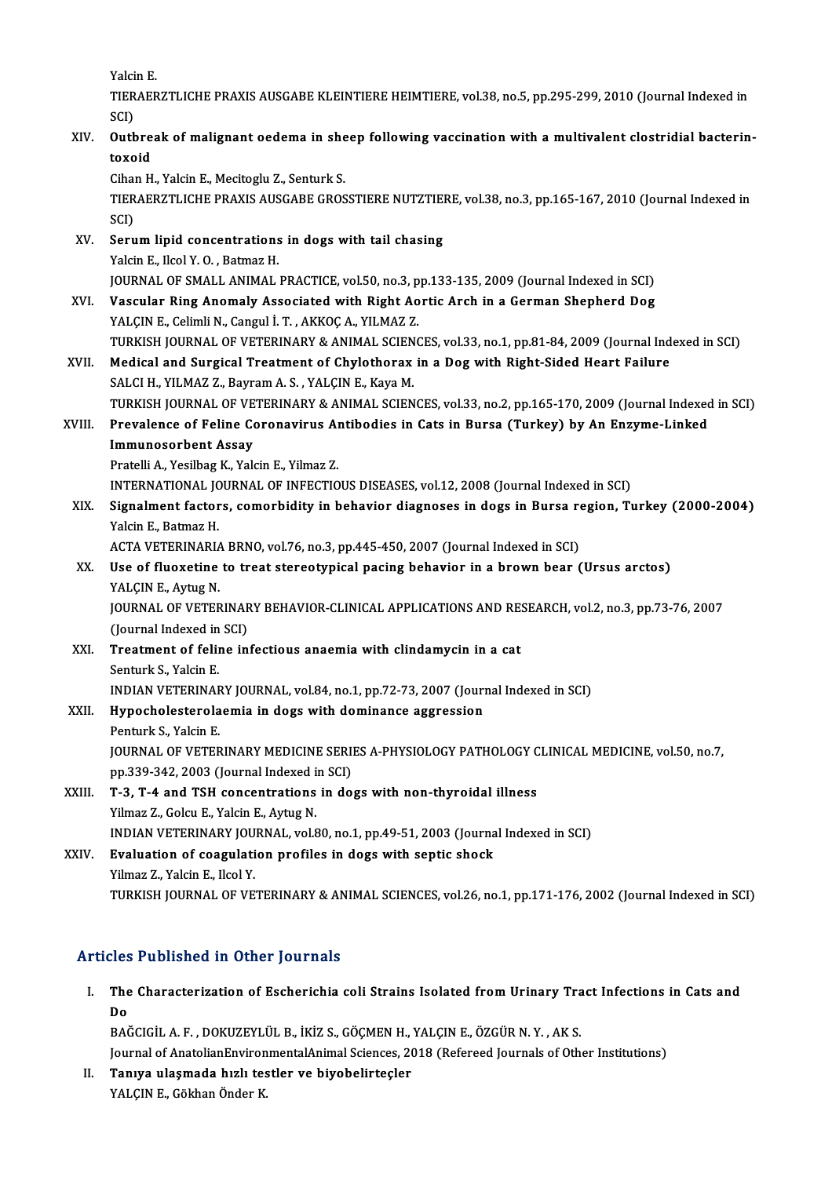Yalcin E.

TIERAERZTLICHE PRAXIS AUSGABE KLEINTIERE HEIMTIERE, vol.38, no.5, pp.295-299, 2010 (Journal Indexed in SCI)

XIV. **Outbreak of malignant oedema in sheep following vaccination with a multivalent clostridial bacterin-toxoid**
Cihan H., Yalcin E., Mecitoglu Z., Senturk S.
TIERAERZTLICHE PRAXIS AUSGABE GROSSTIERE NUTZTIERE, vol.38, no.3, pp.165-167, 2010 (Journal Indexed in SCI)

XV. **Serum lipid concentrations in dogs with tail chasing**
Yalcin E., Ilcol Y. O. , Batmaz H.
JOURNAL OF SMALL ANIMAL PRACTICE, vol.50, no.3, pp.133-135, 2009 (Journal Indexed in SCI)

XVI. **Vascular Ring Anomaly Associated with Right Aortic Arch in a German Shepherd Dog**
YALÇIN E., Celimli N., Cangul İ. T. , AKKOÇ A., YILMAZ Z.
TURKISH JOURNAL OF VETERINARY & ANIMAL SCIENCES, vol.33, no.1, pp.81-84, 2009 (Journal Indexed in SCI)

XVII. **Medical and Surgical Treatment of Chylothorax in a Dog with Right-Sided Heart Failure**
SALCI H., YILMAZ Z., Bayram A. S. , YALÇIN E., Kaya M.
TURKISH JOURNAL OF VETERINARY & ANIMAL SCIENCES, vol.33, no.2, pp.165-170, 2009 (Journal Indexed in SCI)

XVIII. **Prevalence of Feline Coronavirus Antibodies in Cats in Bursa (Turkey) by An Enzyme-Linked Immunosorbent Assay**
Pratelli A., Yesilbag K., Yalcin E., Yilmaz Z.
INTERNATIONAL JOURNAL OF INFECTIOUS DISEASES, vol.12, 2008 (Journal Indexed in SCI)

XIX. **Signalment factors, comorbidity in behavior diagnoses in dogs in Bursa region, Turkey (2000-2004)**
Yalcin E., Batmaz H.
ACTA VETERINARIA BRNO, vol.76, no.3, pp.445-450, 2007 (Journal Indexed in SCI)

XX. **Use of fluoxetine to treat stereotypical pacing behavior in a brown bear (Ursus arctos)**
YALÇIN E., Aytug N.
JOURNAL OF VETERINARY BEHAVIOR-CLINICAL APPLICATIONS AND RESEARCH, vol.2, no.3, pp.73-76, 2007 (Journal Indexed in SCI)

XXI. **Treatment of feline infectious anaemia with clindamycin in a cat**
Senturk S., Yalcin E.
INDIAN VETERINARY JOURNAL, vol.84, no.1, pp.72-73, 2007 (Journal Indexed in SCI)

XXII. **Hypocholesterolaemia in dogs with dominance aggression**
Penturk S., Yalcin E.
JOURNAL OF VETERINARY MEDICINE SERIES A-PHYSIOLOGY PATHOLOGY CLINICAL MEDICINE, vol.50, no.7, pp.339-342, 2003 (Journal Indexed in SCI)

XXIII. **T-3, T-4 and TSH concentrations in dogs with non-thyroidal illness**
Yilmaz Z., Golcu E., Yalcin E., Aytug N.
INDIAN VETERINARY JOURNAL, vol.80, no.1, pp.49-51, 2003 (Journal Indexed in SCI)

XXIV. **Evaluation of coagulation profiles in dogs with septic shock**
Yilmaz Z., Yalcin E., Ilcol Y.
TURKISH JOURNAL OF VETERINARY & ANIMAL SCIENCES, vol.26, no.1, pp.171-176, 2002 (Journal Indexed in SCI)

## Articles Published in Other Journals

I. **The Characterization of Escherichia coli Strains Isolated from Urinary Tract Infections in Cats and Do**
BAĞCIGİL A. F. , DOKUZEYLÜL B., İKİZ S., GÖÇMEN H., YALÇIN E., ÖZGÜR N. Y. , AK S.
Journal of AnatolianEnvironmentalAnimal Sciences, 2018 (Refereed Journals of Other Institutions)

II. **Tanıya ulaşmada hızlı testler ve biyobelirteçler**
YALÇIN E., Gökhan Önder K.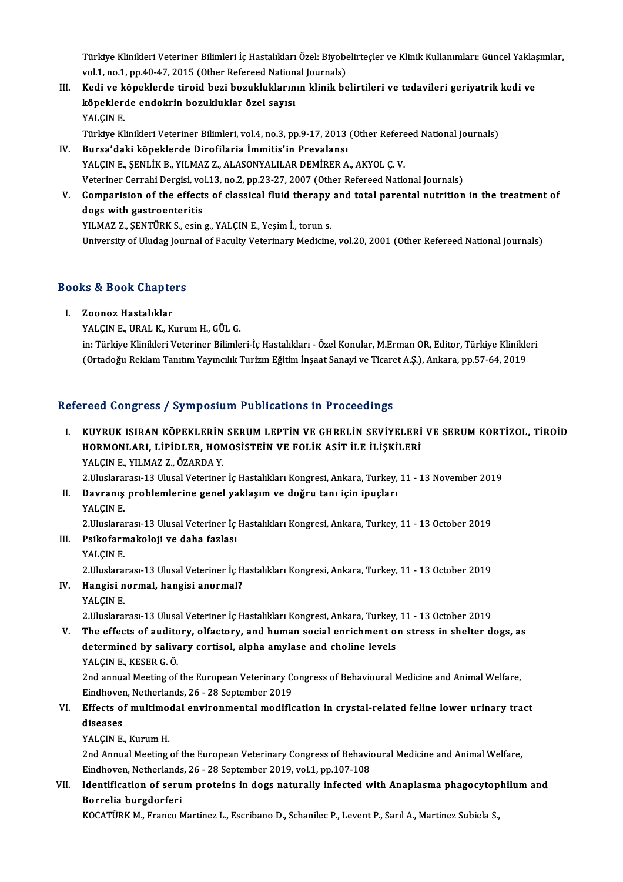Türkiye Klinikleri Veteriner Bilimleri İç Hastalıkları Özel: Biyobelirteçler ve Klinik Kullanımları: Güncel Yaklaşımlar, vol.1, no.1, pp.40-47, 2015 (Other Refereed National Journals)

III. **Kedi ve köpeklerde tiroid bezi bozukluklarının klinik belirtileri ve tedavileri geriyatrik kedi ve köpeklerde endokrin bozukluklar özel sayısı**
YALÇIN E.
Türkiye Klinikleri Veteriner Bilimleri, vol.4, no.3, pp.9-17, 2013 (Other Refereed National Journals)

IV. **Bursa'daki köpeklerde Dirofilaria İmmitis'in Prevalansı**
YALÇIN E., ŞENLİK B., YILMAZ Z., ALASONYALILAR DEMİRER A., AKYOL Ç. V.
Veteriner Cerrahi Dergisi, vol.13, no.2, pp.23-27, 2007 (Other Refereed National Journals)

V. **Comparision of the effects of classical fluid therapy and total parental nutrition in the treatment of dogs with gastroenteritis**
YILMAZ Z., ŞENTÜRK S., esin g., YALÇIN E., Yeşim İ., torun s.
University of Uludag Journal of Faculty Veterinary Medicine, vol.20, 2001 (Other Refereed National Journals)

## Books & Book Chapters

I. **Zoonoz Hastalıklar**
YALÇIN E., URAL K., Kurum H., GÜL G.
in: Türkiye Klinikleri Veteriner Bilimleri-İç Hastalıkları - Özel Konular, M.Erman OR, Editor, Türkiye Klinikleri (Ortadoğu Reklam Tanıtım Yayıncılık Turizm Eğitim İnşaat Sanayi ve Ticaret A.Ş.), Ankara, pp.57-64, 2019

## Refereed Congress / Symposium Publications in Proceedings

I. **KUYRUK ISIRAN KÖPEKLERİN SERUM LEPTİN VE GHRELİN SEVİYELERİ VE SERUM KORTİZOL, TİROİD HORMONLARI, LİPİDLER, HOMOSİSTEİN VE FOLİK ASİT İLE İLİŞKİLERİ**
YALÇIN E., YILMAZ Z., ÖZARDA Y.
2.Uluslararası-13 Ulusal Veteriner İç Hastalıkları Kongresi, Ankara, Turkey, 11 - 13 November 2019

II. **Davranış problemlerine genel yaklaşım ve doğru tanı için ipuçları**
YALÇIN E.
2.Uluslararası-13 Ulusal Veteriner İç Hastalıkları Kongresi, Ankara, Turkey, 11 - 13 October 2019

III. **Psikofarmakoloji ve daha fazlası**
YALÇIN E.
2.Uluslararası-13 Ulusal Veteriner İç Hastalıkları Kongresi, Ankara, Turkey, 11 - 13 October 2019

IV. **Hangisi normal, hangisi anormal?**
YALÇIN E.
2.Uluslararası-13 Ulusal Veteriner İç Hastalıkları Kongresi, Ankara, Turkey, 11 - 13 October 2019

V. **The effects of auditory, olfactory, and human social enrichment on stress in shelter dogs, as determined by salivary cortisol, alpha amylase and choline levels**
YALÇIN E., KESER G. Ö.
2nd annual Meeting of the European Veterinary Congress of Behavioural Medicine and Animal Welfare, Eindhoven, Netherlands, 26 - 28 September 2019

VI. **Effects of multimodal environmental modification in crystal-related feline lower urinary tract diseases**
YALÇIN E., Kurum H.
2nd Annual Meeting of the European Veterinary Congress of Behavioural Medicine and Animal Welfare, Eindhoven, Netherlands, 26 - 28 September 2019, vol.1, pp.107-108

VII. **Identification of serum proteins in dogs naturally infected with Anaplasma phagocytophilum and Borrelia burgdorferi**
KOCATÜRK M., Franco Martinez L., Escribano D., Schanilec P., Levent P., Sarıl A., Martinez Subiela S.,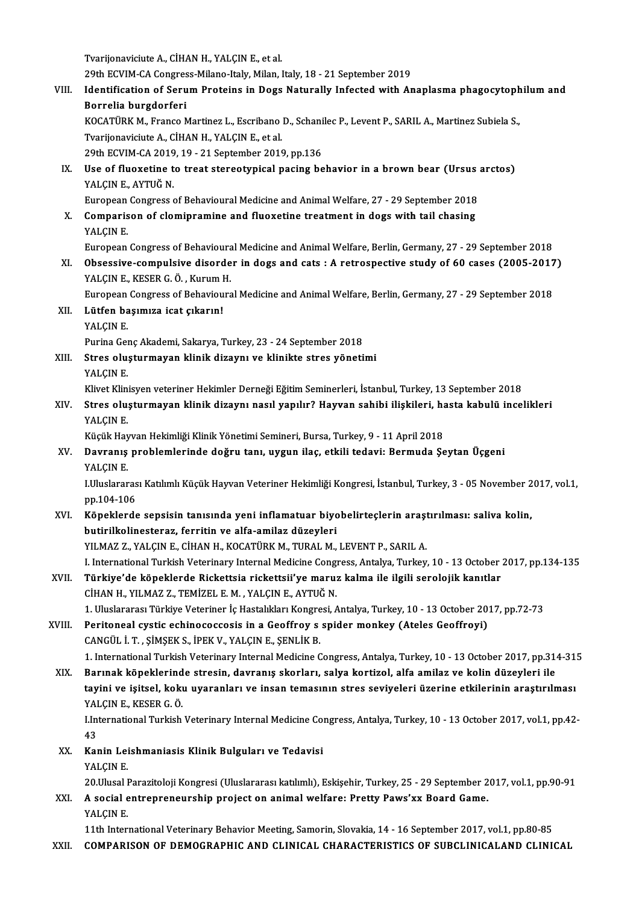Tvarijonaviciute A., CİHAN H., YALÇIN E., et al.
29th ECVIM-CA Congress-Milano-Italy, Milan, Italy, 18 - 21 September 2019

VIII. **Identification of Serum Proteins in Dogs Naturally Infected with Anaplasma phagocytophilum and Borrelia burgdorferi**
KOCATÜRK M., Franco Martinez L., Escribano D., Schanilec P., Levent P., SARIL A., Martinez Subiela S., Tvarijonaviciute A., CİHAN H., YALÇIN E., et al.
29th ECVIM-CA 2019, 19 - 21 September 2019, pp.136

IX. **Use of fluoxetine to treat stereotypical pacing behavior in a brown bear (Ursus arctos)**
YALÇIN E., AYTUĞ N.
European Congress of Behavioural Medicine and Animal Welfare, 27 - 29 September 2018

X. **Comparison of clomipramine and fluoxetine treatment in dogs with tail chasing**
YALÇIN E.
European Congress of Behavioural Medicine and Animal Welfare, Berlin, Germany, 27 - 29 September 2018

XI. **Obsessive-compulsive disorder in dogs and cats : A retrospective study of 60 cases (2005-2017)**
YALÇIN E., KESER G. Ö. , Kurum H.
European Congress of Behavioural Medicine and Animal Welfare, Berlin, Germany, 27 - 29 September 2018

XII. **Lütfen başımıza icat çıkarın!**
YALÇIN E.
Purina Genç Akademi, Sakarya, Turkey, 23 - 24 September 2018

XIII. **Stres oluşturmayan klinik dizaynı ve klinikte stres yönetimi**
YALÇIN E.
Klivet Klinisyen veteriner Hekimler Derneği Eğitim Seminerleri, İstanbul, Turkey, 13 September 2018

XIV. **Stres oluşturmayan klinik dizaynı nasıl yapılır? Hayvan sahibi ilişkileri, hasta kabulü incelikleri**
YALÇIN E.
Küçük Hayvan Hekimliği Klinik Yönetimi Semineri, Bursa, Turkey, 9 - 11 April 2018

XV. **Davranış problemlerinde doğru tanı, uygun ilaç, etkili tedavi: Bermuda Şeytan Üçgeni**
YALÇIN E.
I.Uluslararası Katılımlı Küçük Hayvan Veteriner Hekimliği Kongresi, İstanbul, Turkey, 3 - 05 November 2017, vol.1, pp.104-106

XVI. **Köpeklerde sepsisin tanısında yeni inflamatuar biyobelirteçlerin araştırılması: saliva kolin, butirilkolinesteraz, ferritin ve alfa-amilaz düzeyleri**
YILMAZ Z., YALÇIN E., CİHAN H., KOCATÜRK M., TURAL M., LEVENT P., SARIL A.
I. International Turkish Veterinary Internal Medicine Congress, Antalya, Turkey, 10 - 13 October 2017, pp.134-135

XVII. **Türkiye'de köpeklerde Rickettsia rickettsii'ye maruz kalma ile ilgili serolojik kanıtlar**
CİHAN H., YILMAZ Z., TEMİZEL E. M. , YALÇIN E., AYTUĞ N.
1. Uluslararası Türkiye Veteriner İç Hastalıkları Kongresi, Antalya, Turkey, 10 - 13 October 2017, pp.72-73

XVIII. **Peritoneal cystic echinococcosis in a Geoffroy s spider monkey (Ateles Geoffroyi)**
CANGÜL İ. T. , ŞİMŞEK S., İPEK V., YALÇIN E., ŞENLİK B.
1. International Turkish Veterinary Internal Medicine Congress, Antalya, Turkey, 10 - 13 October 2017, pp.314-315

XIX. **Barınak köpeklerinde stresin, davranış skorları, salya kortizol, alfa amilaz ve kolin düzeyleri ile tayini ve işitsel, koku uyaranları ve insan temasının stres seviyeleri üzerine etkilerinin araştırılması**
YALÇIN E., KESER G. Ö.
I.International Turkish Veterinary Internal Medicine Congress, Antalya, Turkey, 10 - 13 October 2017, vol.1, pp.42-43

XX. **Kanin Leishmaniasis Klinik Bulguları ve Tedavisi**
YALÇIN E.
20.Ulusal Parazitoloji Kongresi (Uluslararası katılımlı), Eskişehir, Turkey, 25 - 29 September 2017, vol.1, pp.90-91

XXI. **A social entrepreneurship project on animal welfare: Pretty Paws'xx Board Game.**
YALÇIN E.
11th International Veterinary Behavior Meeting, Samorin, Slovakia, 14 - 16 September 2017, vol.1, pp.80-85

XXII. **COMPARISON OF DEMOGRAPHIC AND CLINICAL CHARACTERISTICS OF SUBCLINICALAND CLINICAL**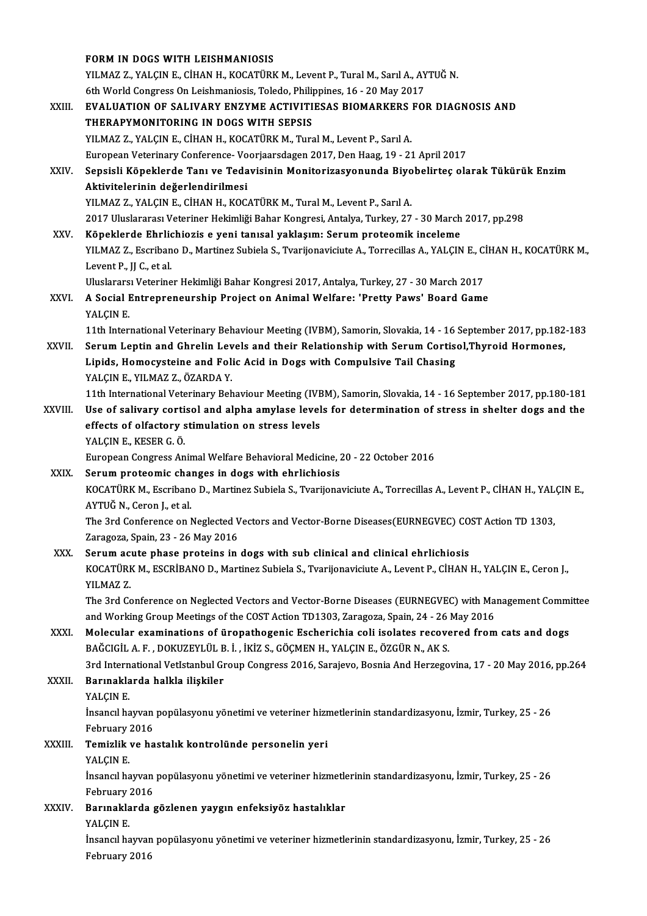FORM IN DOGS WITH LEISHMANIOSIS
YILMAZ Z., YALÇIN E., CİHAN H., KOCATÜRK M., Levent P., Tural M., Sarıl A., AYTUĞ N.
6th World Congress On Leishmaniosis, Toledo, Philippines, 16 - 20 May 2017

XXIII. **EVALUATION OF SALIVARY ENZYME ACTIVITIESAS BIOMARKERS FOR DIAGNOSIS AND THERAPYMONITORING IN DOGS WITH SEPSIS**
YILMAZ Z., YALÇIN E., CİHAN H., KOCATÜRK M., Tural M., Levent P., Sarıl A.
European Veterinary Conference- Voorjaarsdagen 2017, Den Haag, 19 - 21 April 2017

XXIV. **Sepsisli Köpeklerde Tanı ve Tedavisinin Monitorizasyonunda Biyobelirteç olarak Tükürük Enzim Aktivitelerinin değerlendirilmesi**
YILMAZ Z., YALÇIN E., CİHAN H., KOCATÜRK M., Tural M., Levent P., Sarıl A.
2017 Uluslararası Veteriner Hekimliği Bahar Kongresi, Antalya, Turkey, 27 - 30 March 2017, pp.298

XXV. **Köpeklerde Ehrlichiozis e yeni tanısal yaklaşım: Serum proteomik inceleme**
YILMAZ Z., Escribano D., Martinez Subiela S., Tvarijonaviciute A., Torrecillas A., YALÇIN E., CİHAN H., KOCATÜRK M., Levent P., JJ C., et al.
Uluslararsı Veteriner Hekimliği Bahar Kongresi 2017, Antalya, Turkey, 27 - 30 March 2017

XXVI. **A Social Entrepreneurship Project on Animal Welfare: 'Pretty Paws' Board Game**
YALÇIN E.
11th International Veterinary Behaviour Meeting (IVBM), Samorin, Slovakia, 14 - 16 September 2017, pp.182-183

XXVII. **Serum Leptin and Ghrelin Levels and their Relationship with Serum Cortisol,Thyroid Hormones, Lipids, Homocysteine and Folic Acid in Dogs with Compulsive Tail Chasing**
YALÇIN E., YILMAZ Z., ÖZARDA Y.
11th International Veterinary Behaviour Meeting (IVBM), Samorin, Slovakia, 14 - 16 September 2017, pp.180-181

XXVIII. **Use of salivary cortisol and alpha amylase levels for determination of stress in shelter dogs and the effects of olfactory stimulation on stress levels**
YALÇIN E., KESER G. Ö.
European Congress Animal Welfare Behavioral Medicine, 20 - 22 October 2016

XXIX. **Serum proteomic changes in dogs with ehrlichiosis**
KOCATÜRK M., Escribano D., Martinez Subiela S., Tvarijonaviciute A., Torrecillas A., Levent P., CİHAN H., YALÇIN E., AYTUĞ N., Ceron J., et al.
The 3rd Conference on Neglected Vectors and Vector-Borne Diseases(EURNEGVEC) COST Action TD 1303, Zaragoza, Spain, 23 - 26 May 2016

XXX. **Serum acute phase proteins in dogs with sub clinical and clinical ehrlichiosis**
KOCATÜRK M., ESCRİBANO D., Martinez Subiela S., Tvarijonaviciute A., Levent P., CİHAN H., YALÇIN E., Ceron J., YILMAZ Z.
The 3rd Conference on Neglected Vectors and Vector-Borne Diseases (EURNEGVEC) with Management Committee and Working Group Meetings of the COST Action TD1303, Zaragoza, Spain, 24 - 26 May 2016

XXXI. **Molecular examinations of üropathogenic Escherichia coli isolates recovered from cats and dogs**
BAĞCIGİL A. F. , DOKUZEYLÜL B. İ. , İKİZ S., GÖÇMEN H., YALÇIN E., ÖZGÜR N., AK S.
3rd International VetIstanbul Group Congress 2016, Sarajevo, Bosnia And Herzegovina, 17 - 20 May 2016, pp.264

XXXII. **Barınaklarda halkla ilişkiler**
YALÇIN E.
İnsancıl hayvan popülasyonu yönetimi ve veteriner hizmetlerinin standardizasyonu, İzmir, Turkey, 25 - 26 February 2016

XXXIII. **Temizlik ve hastalık kontrolünde personelin yeri**
YALÇIN E.
İnsancıl hayvan popülasyonu yönetimi ve veteriner hizmetlerinin standardizasyonu, İzmir, Turkey, 25 - 26 February 2016

XXXIV. **Barınaklarda gözlenen yaygın enfeksiyöz hastalıklar**
YALÇIN E.
İnsancıl hayvan popülasyonu yönetimi ve veteriner hizmetlerinin standardizasyonu, İzmir, Turkey, 25 - 26 February 2016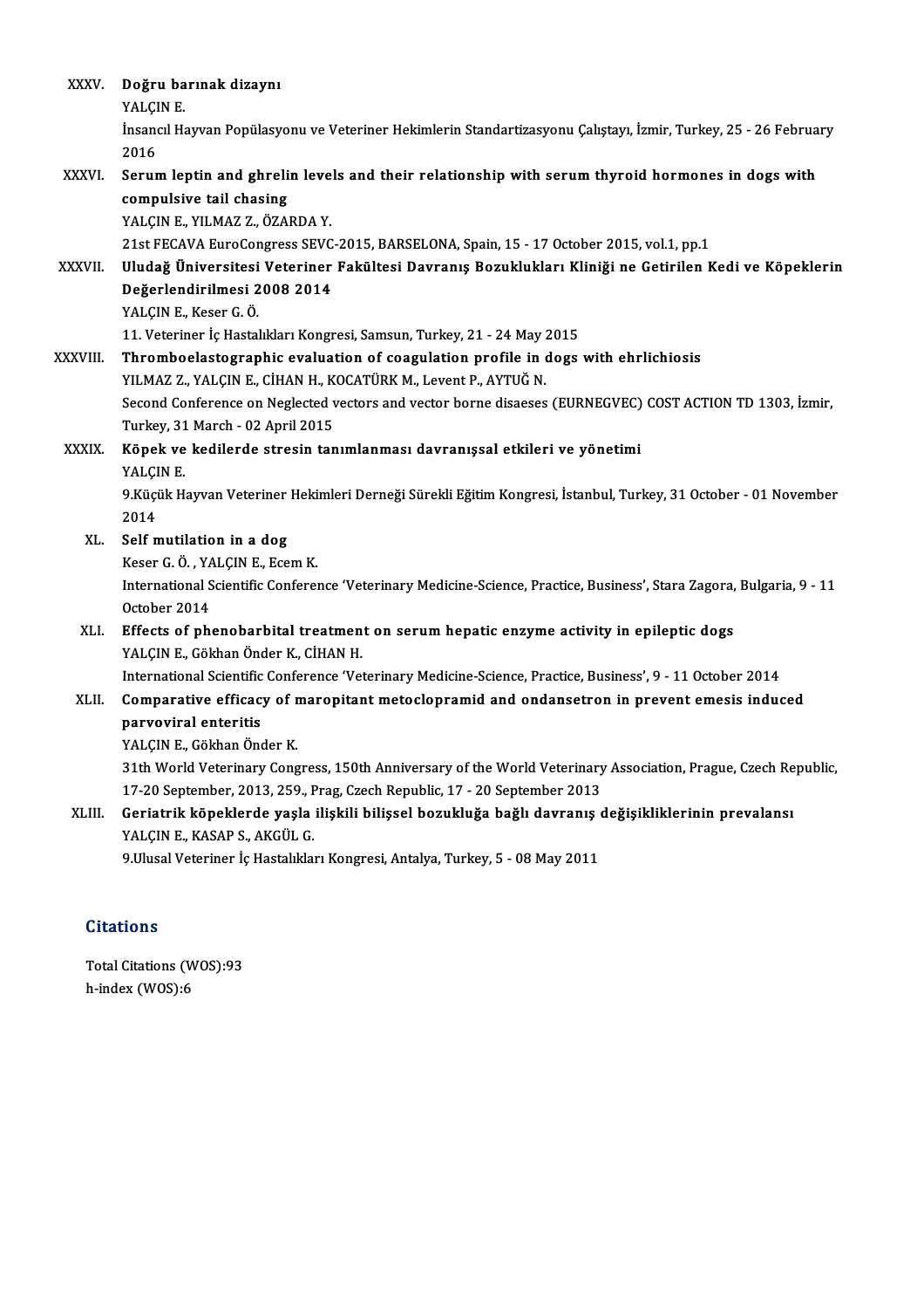XXXV. **Doğru barınak dizaynı**
YALÇIN E.
İnsancıl Hayvan Popülasyonu ve Veteriner Hekimlerin Standartizasyonu Çalıştayı, İzmir, Turkey, 25 - 26 February 2016

XXXVI. **Serum leptin and ghrelin levels and their relationship with serum thyroid hormones in dogs with compulsive tail chasing**
YALÇIN E., YILMAZ Z., ÖZARDA Y.
21st FECAVA EuroCongress SEVC-2015, BARSELONA, Spain, 15 - 17 October 2015, vol.1, pp.1

XXXVII. **Uludağ Üniversitesi Veteriner Fakültesi Davranış Bozuklukları Kliniği ne Getirilen Kedi ve Köpeklerin Değerlendirilmesi 2008 2014**
YALÇIN E., Keser G. Ö.
11. Veteriner İç Hastalıkları Kongresi, Samsun, Turkey, 21 - 24 May 2015

XXXVIII. **Thromboelastographic evaluation of coagulation profile in dogs with ehrlichiosis**
YILMAZ Z., YALÇIN E., CİHAN H., KOCATÜRK M., Levent P., AYTUĞ N.
Second Conference on Neglected vectors and vector borne disaeses (EURNEGVEC) COST ACTION TD 1303, İzmir, Turkey, 31 March - 02 April 2015

XXXIX. **Köpek ve kedilerde stresin tanımlanması davranışsal etkileri ve yönetimi**
YALÇIN E.
9.Küçük Hayvan Veteriner Hekimleri Derneği Sürekli Eğitim Kongresi, İstanbul, Turkey, 31 October - 01 November 2014

XL. **Self mutilation in a dog**
Keser G. Ö. , YALÇIN E., Ecem K.
International Scientific Conference 'Veterinary Medicine-Science, Practice, Business', Stara Zagora, Bulgaria, 9 - 11 October 2014

XLI. **Effects of phenobarbital treatment on serum hepatic enzyme activity in epileptic dogs**
YALÇIN E., Gökhan Önder K., CİHAN H.
International Scientific Conference 'Veterinary Medicine-Science, Practice, Business', 9 - 11 October 2014

XLII. **Comparative efficacy of maropitant metoclopramid and ondansetron in prevent emesis induced parvoviral enteritis**
YALÇIN E., Gökhan Önder K.
31th World Veterinary Congress, 150th Anniversary of the World Veterinary Association, Prague, Czech Republic, 17-20 September, 2013, 259., Prag, Czech Republic, 17 - 20 September 2013

XLIII. **Geriatrik köpeklerde yaşla ilişkili bilişsel bozukluğa bağlı davranış değişikliklerinin prevalansı**
YALÇIN E., KASAP S., AKGÜL G.
9.Ulusal Veteriner İç Hastalıkları Kongresi, Antalya, Turkey, 5 - 08 May 2011

## Citations

Total Citations (WOS):93
h-index (WOS):6